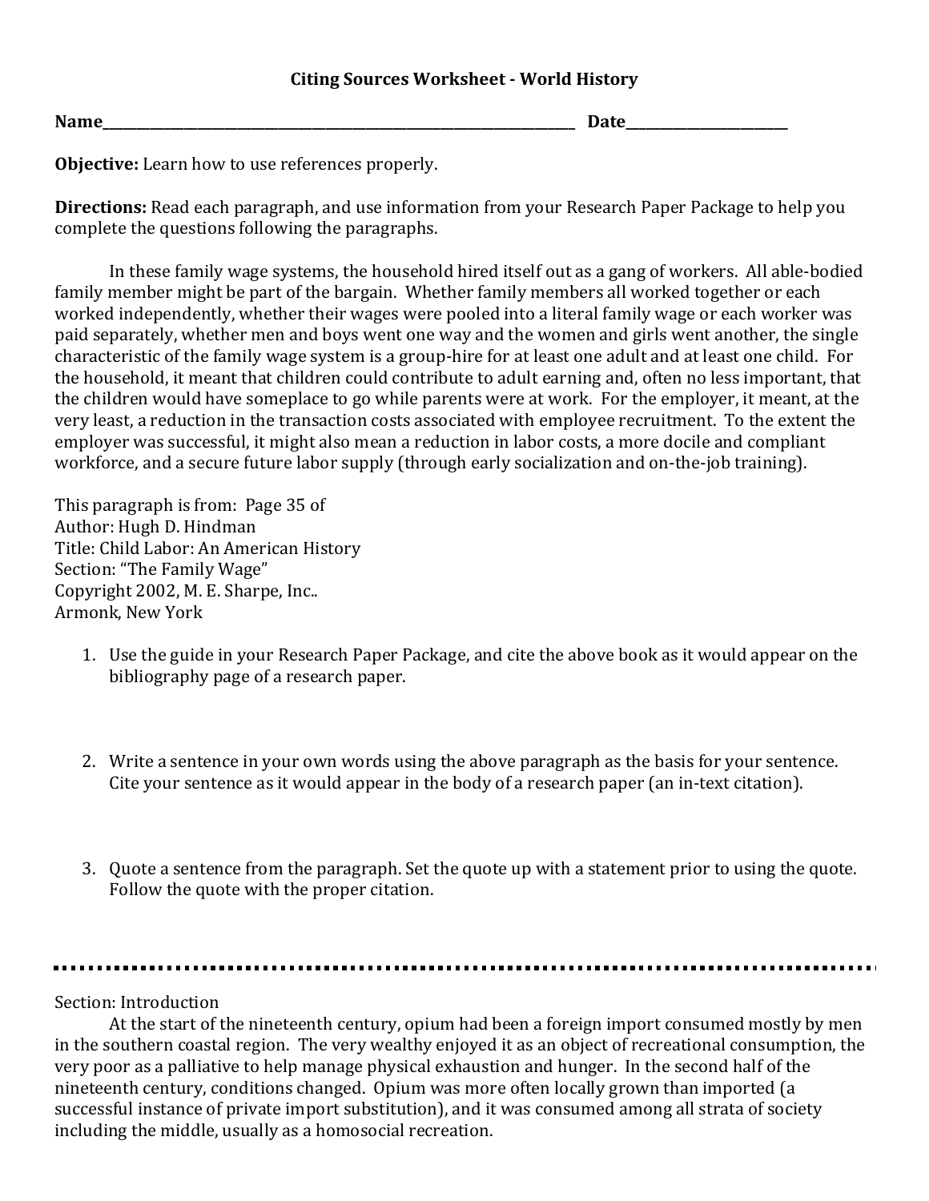# Citing Sources Worksheet - World History

**Name**\_\_\_\_\_\_\_\_\_\_\_\_\_\_\_\_\_\_\_\_\_\_\_\_\_\_\_\_\_\_\_\_\_\_\_\_\_\_\_\_\_\_\_\_\_\_\_\_\_\_\_\_\_\_\_\_\_\_\_\_ **Date**\_\_\_\_\_\_\_\_\_\_\_\_\_\_\_\_\_\_\_\_\_

**Objective:** Learn how to use references properly.

**Directions:** Read each paragraph, and use information from your Research Paper Package to help you complete the questions following the paragraphs.

In these family wage systems, the household hired itself out as a gang of workers. All able-bodied family member might be part of the bargain. Whether family members all worked together or each worked independently, whether their wages were pooled into a literal family wage or each worker was paid separately, whether men and boys went one way and the women and girls went another, the single characteristic of the family wage system is a group-hire for at least one adult and at least one child. For the household, it meant that children could contribute to adult earning and, often no less important, that the children would have someplace to go while parents were at work. For the employer, it meant, at the very least, a reduction in the transaction costs associated with employee recruitment. To the extent the employer was successful, it might also mean a reduction in labor costs, a more docile and compliant workforce, and a secure future labor supply (through early socialization and on-the-job training).

This paragraph is from: Page 35 of
Author: Hugh D. Hindman
Title: Child Labor: An American History
Section: "The Family Wage"
Copyright 2002, M. E. Sharpe, Inc..
Armonk, New York

1. Use the guide in your Research Paper Package, and cite the above book as it would appear on the bibliography page of a research paper.

2. Write a sentence in your own words using the above paragraph as the basis for your sentence. Cite your sentence as it would appear in the body of a research paper (an in-text citation).

3. Quote a sentence from the paragraph. Set the quote up with a statement prior to using the quote. Follow the quote with the proper citation.

---

Section: Introduction

At the start of the nineteenth century, opium had been a foreign import consumed mostly by men in the southern coastal region. The very wealthy enjoyed it as an object of recreational consumption, the very poor as a palliative to help manage physical exhaustion and hunger. In the second half of the nineteenth century, conditions changed. Opium was more often locally grown than imported (a successful instance of private import substitution), and it was consumed among all strata of society including the middle, usually as a homosocial recreation.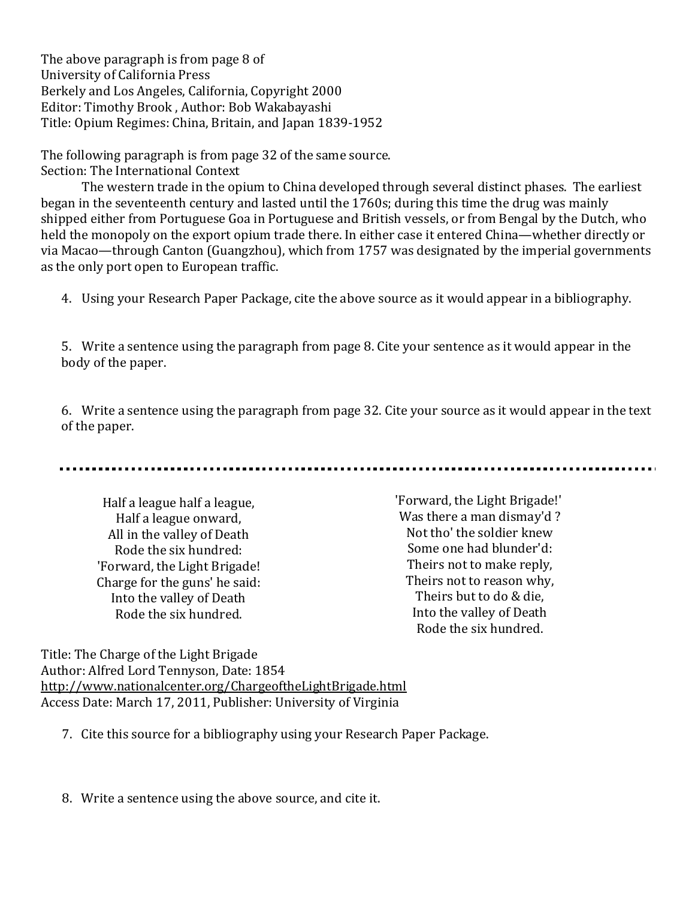The above paragraph is from page 8 of
University of California Press
Berkely and Los Angeles, California, Copyright 2000
Editor: Timothy Brook , Author: Bob Wakabayashi
Title: Opium Regimes: China, Britain, and Japan 1839-1952

The following paragraph is from page 32 of the same source.
Section: The International Context

The western trade in the opium to China developed through several distinct phases. The earliest began in the seventeenth century and lasted until the 1760s; during this time the drug was mainly shipped either from Portuguese Goa in Portuguese and British vessels, or from Bengal by the Dutch, who held the monopoly on the export opium trade there. In either case it entered China—whether directly or via Macao—through Canton (Guangzhou), which from 1757 was designated by the imperial governments as the only port open to European traffic.

4. Using your Research Paper Package, cite the above source as it would appear in a bibliography.

5. Write a sentence using the paragraph from page 8. Cite your sentence as it would appear in the body of the paper.

6. Write a sentence using the paragraph from page 32. Cite your source as it would appear in the text of the paper.

---

Half a league half a league,
Half a league onward,
All in the valley of Death
Rode the six hundred:
'Forward, the Light Brigade!
Charge for the guns' he said:
Into the valley of Death
Rode the six hundred.

'Forward, the Light Brigade!'
Was there a man dismay'd ?
Not tho' the soldier knew
Some one had blunder'd:
Theirs not to make reply,
Theirs not to reason why,
Theirs but to do & die,
Into the valley of Death
Rode the six hundred.

Title: The Charge of the Light Brigade
Author: Alfred Lord Tennyson, Date: 1854
http://www.nationalcenter.org/ChargeoftheLightBrigade.html
Access Date: March 17, 2011, Publisher: University of Virginia

7. Cite this source for a bibliography using your Research Paper Package.

8. Write a sentence using the above source, and cite it.